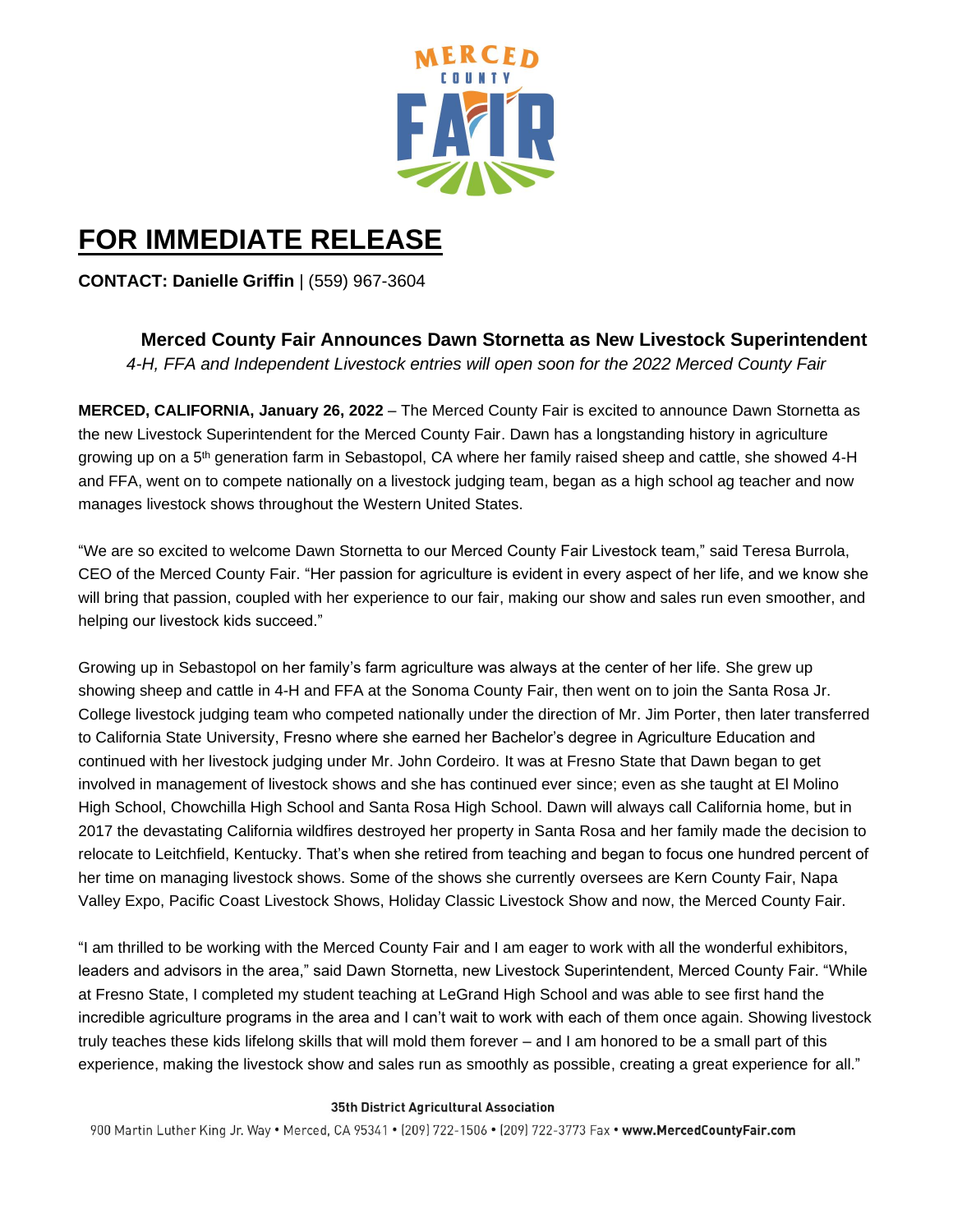# FOR IMMEDIATE RELEASE

**CONTACT: Danielle Griffin** | (559) 967-3604

## Merced County Fair Announces Dawn Stornetta as New Livestock Superintendent

*4-H, FFA and Independent Livestock entries will open soon for the 2022 Merced County Fair*

**MERCED, CALIFORNIA, January 26, 2022** – The Merced County Fair is excited to announce Dawn Stornetta as the new Livestock Superintendent for the Merced County Fair. Dawn has a longstanding history in agriculture growing up on a 5th generation farm in Sebastopol, CA where her family raised sheep and cattle, she showed 4-H and FFA, went on to compete nationally on a livestock judging team, began as a high school ag teacher and now manages livestock shows throughout the Western United States.

"We are so excited to welcome Dawn Stornetta to our Merced County Fair Livestock team," said Teresa Burrola, CEO of the Merced County Fair. "Her passion for agriculture is evident in every aspect of her life, and we know she will bring that passion, coupled with her experience to our fair, making our show and sales run even smoother, and helping our livestock kids succeed."

Growing up in Sebastopol on her family's farm agriculture was always at the center of her life. She grew up showing sheep and cattle in 4-H and FFA at the Sonoma County Fair, then went on to join the Santa Rosa Jr. College livestock judging team who competed nationally under the direction of Mr. Jim Porter, then later transferred to California State University, Fresno where she earned her Bachelor's degree in Agriculture Education and continued with her livestock judging under Mr. John Cordeiro. It was at Fresno State that Dawn began to get involved in management of livestock shows and she has continued ever since; even as she taught at El Molino High School, Chowchilla High School and Santa Rosa High School. Dawn will always call California home, but in 2017 the devastating California wildfires destroyed her property in Santa Rosa and her family made the decision to relocate to Leitchfield, Kentucky. That's when she retired from teaching and began to focus one hundred percent of her time on managing livestock shows. Some of the shows she currently oversees are Kern County Fair, Napa Valley Expo, Pacific Coast Livestock Shows, Holiday Classic Livestock Show and now, the Merced County Fair.

"I am thrilled to be working with the Merced County Fair and I am eager to work with all the wonderful exhibitors, leaders and advisors in the area," said Dawn Stornetta, new Livestock Superintendent, Merced County Fair. "While at Fresno State, I completed my student teaching at LeGrand High School and was able to see first hand the incredible agriculture programs in the area and I can't wait to work with each of them once again. Showing livestock truly teaches these kids lifelong skills that will mold them forever – and I am honored to be a small part of this experience, making the livestock show and sales run as smoothly as possible, creating a great experience for all."

**35th District Agricultural Association**

900 Martin Luther King Jr. Way • Merced, CA 95341 • (209) 722-1506 • (209) 722-3773 Fax • **www.MercedCountyFair.com**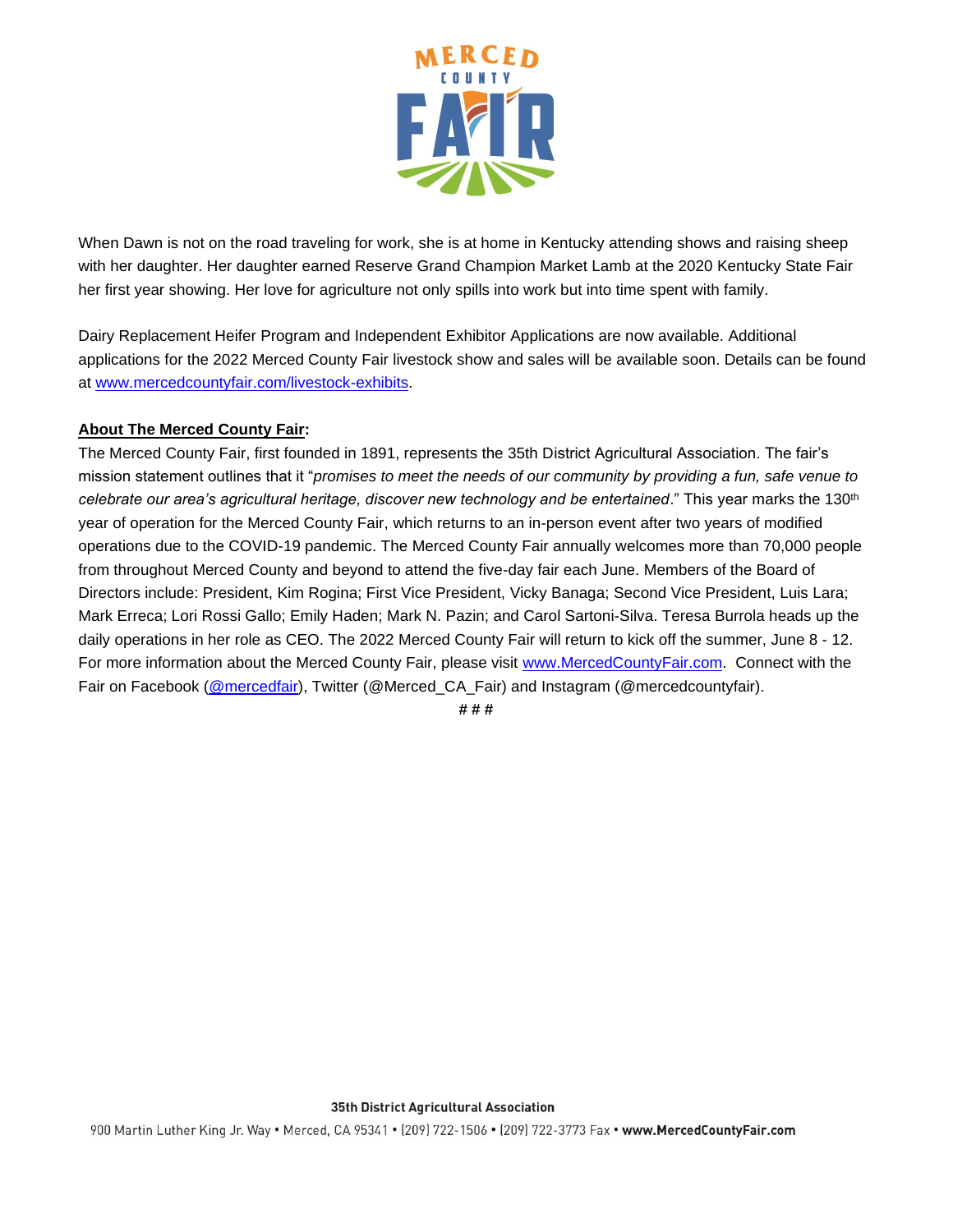When Dawn is not on the road traveling for work, she is at home in Kentucky attending shows and raising sheep with her daughter. Her daughter earned Reserve Grand Champion Market Lamb at the 2020 Kentucky State Fair her first year showing. Her love for agriculture not only spills into work but into time spent with family.

Dairy Replacement Heifer Program and Independent Exhibitor Applications are now available. Additional applications for the 2022 Merced County Fair livestock show and sales will be available soon. Details can be found at [www.mercedcountyfair.com/livestock-exhibits](http://www.mercedcountyfair.com/livestock-exhibits).

**About The Merced County Fair:**

The Merced County Fair, first founded in 1891, represents the 35th District Agricultural Association. The fair's mission statement outlines that it "*promises to meet the needs of our community by providing a fun, safe venue to celebrate our area's agricultural heritage, discover new technology and be entertained*." This year marks the 130th year of operation for the Merced County Fair, which returns to an in-person event after two years of modified operations due to the COVID-19 pandemic. The Merced County Fair annually welcomes more than 70,000 people from throughout Merced County and beyond to attend the five-day fair each June. Members of the Board of Directors include: President, Kim Rogina; First Vice President, Vicky Banaga; Second Vice President, Luis Lara; Mark Erreca; Lori Rossi Gallo; Emily Haden; Mark N. Pazin; and Carol Sartoni-Silva. Teresa Burrola heads up the daily operations in her role as CEO. The 2022 Merced County Fair will return to kick off the summer, June 8 - 12. For more information about the Merced County Fair, please visit [www.MercedCountyFair.com](http://www.MercedCountyFair.com). Connect with the Fair on Facebook (@mercedfair), Twitter (@Merced_CA_Fair) and Instagram (@mercedcountyfair).

# # #